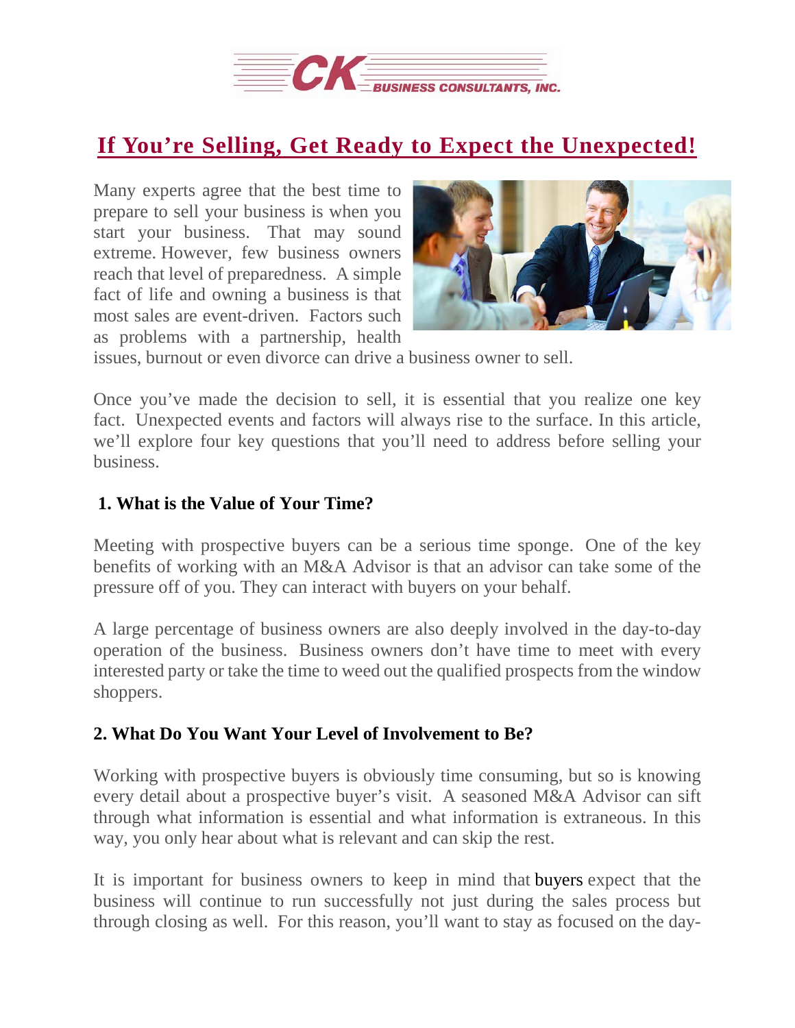# If You're Selling, Get Ready to Expect the Unexpected!

Many experts agree that the best time to prepare to sell your business is when you start your business. That may sound extreme. However, few business owners reach that level of preparedness. A simple fact of life and owning a business is that most sales are event-driven. Factors such as problems with a partnership, health issues, burnout or even divorce can drive a business owner to sell.

Once you've made the decision to sell, it is essential that you realize one key fact. Unexpected events and factors will always rise to the surface. In this article, we'll explore four key questions that you'll need to address before selling your business.

### 1. What is the Value of Your Time?

Meeting with prospective buyers can be a serious time sponge. One of the key benefits of working with an M&A Advisor is that an advisor can take some of the pressure off of you. They can interact with buyers on your behalf.

A large percentage of business owners are also deeply involved in the day-to-day operation of the business. Business owners don't have time to meet with every interested party or take the time to weed out the qualified prospects from the window shoppers.

### 2. What Do You Want Your Level of Involvement to Be?

Working with prospective buyers is obviously time consuming, but so is knowing every detail about a prospective buyer's visit. A seasoned M&A Advisor can sift through what information is essential and what information is extraneous. In this way, you only hear about what is relevant and can skip the rest.

It is important for business owners to keep in mind that buyers expect that the business will continue to run successfully not just during the sales process but through closing as well. For this reason, you'll want to stay as focused on the day-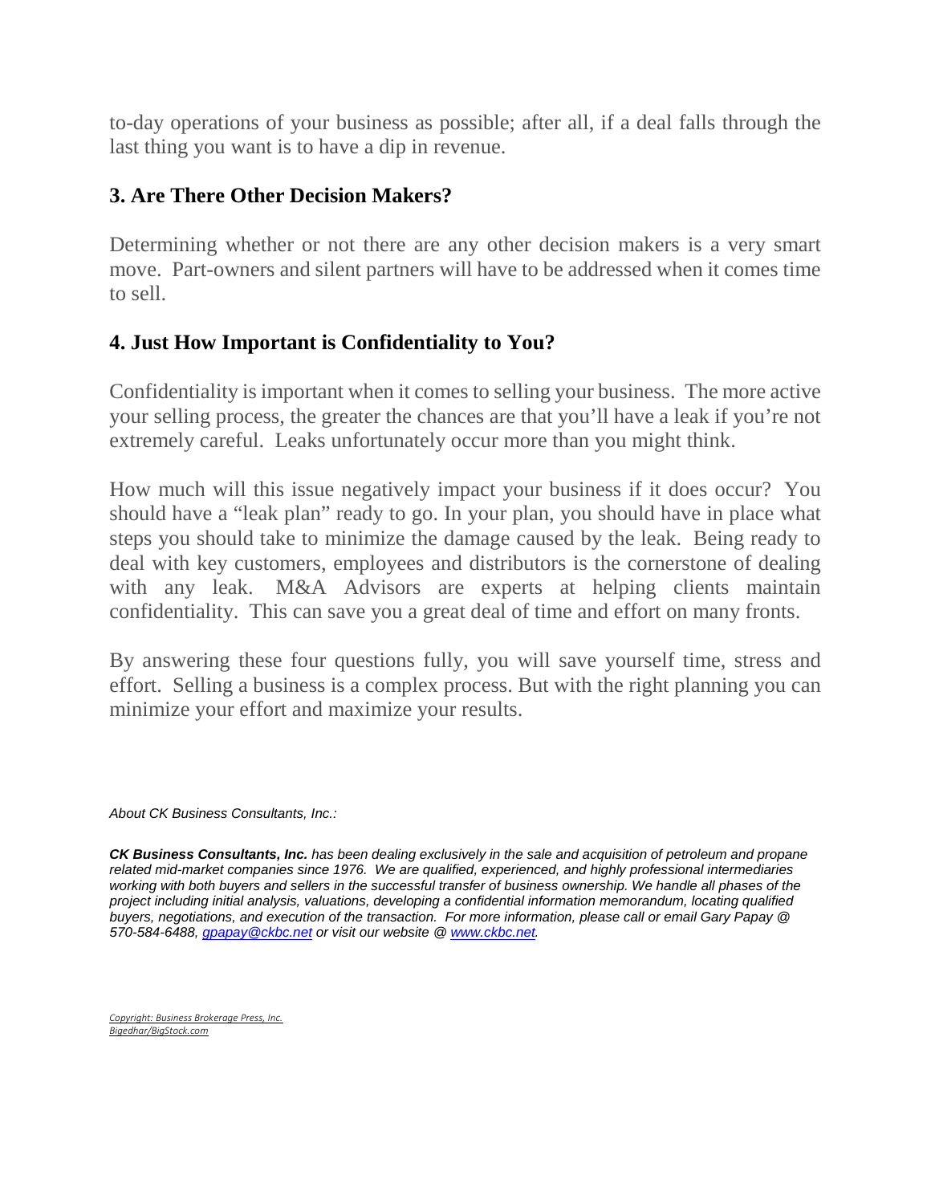to-day operations of your business as possible; after all, if a deal falls through the last thing you want is to have a dip in revenue.

## 3. Are There Other Decision Makers?

Determining whether or not there are any other decision makers is a very smart move. Part-owners and silent partners will have to be addressed when it comes time to sell.

## 4. Just How Important is Confidentiality to You?

Confidentiality is important when it comes to selling your business. The more active your selling process, the greater the chances are that you'll have a leak if you're not extremely careful. Leaks unfortunately occur more than you might think.

How much will this issue negatively impact your business if it does occur? You should have a "leak plan" ready to go. In your plan, you should have in place what steps you should take to minimize the damage caused by the leak. Being ready to deal with key customers, employees and distributors is the cornerstone of dealing with any leak. M&A Advisors are experts at helping clients maintain confidentiality. This can save you a great deal of time and effort on many fronts.

By answering these four questions fully, you will save yourself time, stress and effort. Selling a business is a complex process. But with the right planning you can minimize your effort and maximize your results.

*About CK Business Consultants, Inc.:*

***CK Business Consultants, Inc.*** *has been dealing exclusively in the sale and acquisition of petroleum and propane related mid-market companies since 1976. We are qualified, experienced, and highly professional intermediaries working with both buyers and sellers in the successful transfer of business ownership. We handle all phases of the project including initial analysis, valuations, developing a confidential information memorandum, locating qualified buyers, negotiations, and execution of the transaction. For more information, please call or email Gary Papay @ 570-584-6488, gpapay@ckbc.net or visit our website @ www.ckbc.net.*

*Copyright: Business Brokerage Press, Inc.*
*Bigedhar/BigStock.com*